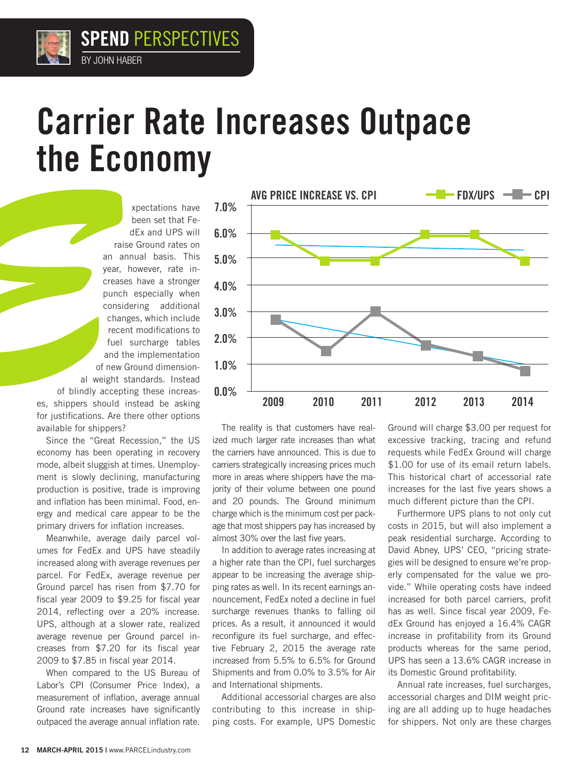SPEND PERSPECTIVES

BY JOHN HABER

# Carrier Rate Increases Outpace the Economy

Expectations have been set that FedEx and UPS will raise Ground rates on an annual basis. This year, however, rate increases have a stronger punch especially when considering additional changes, which include recent modifications to fuel surcharge tables and the implementation of new Ground dimensional weight standards. Instead of blindly accepting these increases, shippers should instead be asking for justifications. Are there other options available for shippers?

Since the "Great Recession," the US economy has been operating in recovery mode, albeit sluggish at times. Unemployment is slowly declining, manufacturing production is positive, trade is improving and inflation has been minimal. Food, energy and medical care appear to be the primary drivers for inflation increases.

Meanwhile, average daily parcel volumes for FedEx and UPS have steadily increased along with average revenues per parcel. For FedEx, average revenue per Ground parcel has risen from $7.70 for fiscal year 2009 to $9.25 for fiscal year 2014, reflecting over a 20% increase. UPS, although at a slower rate, realized average revenue per Ground parcel increases from $7.20 for its fiscal year 2009 to $7.85 in fiscal year 2014.

When compared to the US Bureau of Labor's CPI (Consumer Price Index), a measurement of inflation, average annual Ground rate increases have significantly outpaced the average annual inflation rate.

**AVG PRICE INCREASE VS. CPI**

| Year | FDX/UPS | CPI |
|---|---|---|
| 2009 | 5.9% | 2.7% |
| 2010 | 4.9% | 1.5% |
| 2011 | 4.9% | 3.0% |
| 2012 | 5.9% | 1.7% |
| 2013 | 5.9% | 1.3% |
| 2014 | 4.9% | 0.8% |

The reality is that customers have realized much larger rate increases than what the carriers have announced. This is due to carriers strategically increasing prices much more in areas where shippers have the majority of their volume between one pound and 20 pounds. The Ground minimum charge which is the minimum cost per package that most shippers pay has increased by almost 30% over the last five years.

In addition to average rates increasing at a higher rate than the CPI, fuel surcharges appear to be increasing the average shipping rates as well. In its recent earnings announcement, FedEx noted a decline in fuel surcharge revenues thanks to falling oil prices. As a result, it announced it would reconfigure its fuel surcharge, and effective February 2, 2015 the average rate increased from 5.5% to 6.5% for Ground Shipments and from 0.0% to 3.5% for Air and International shipments.

Additional accessorial charges are also contributing to this increase in shipping costs. For example, UPS Domestic Ground will charge $3.00 per request for excessive tracking, tracing and refund requests while FedEx Ground will charge $1.00 for use of its email return labels. This historical chart of accessorial rate increases for the last five years shows a much different picture than the CPI.

Furthermore UPS plans to not only cut costs in 2015, but will also implement a peak residential surcharge. According to David Abney, UPS' CEO, "pricing strategies will be designed to ensure we're properly compensated for the value we provide." While operating costs have indeed increased for both parcel carriers, profit has as well. Since fiscal year 2009, FedEx Ground has enjoyed a 16.4% CAGR increase in profitability from its Ground products whereas for the same period, UPS has seen a 13.6% CAGR increase in its Domestic Ground profitability.

Annual rate increases, fuel surcharges, accessorial charges and DIM weight pricing are all adding up to huge headaches for shippers. Not only are these charges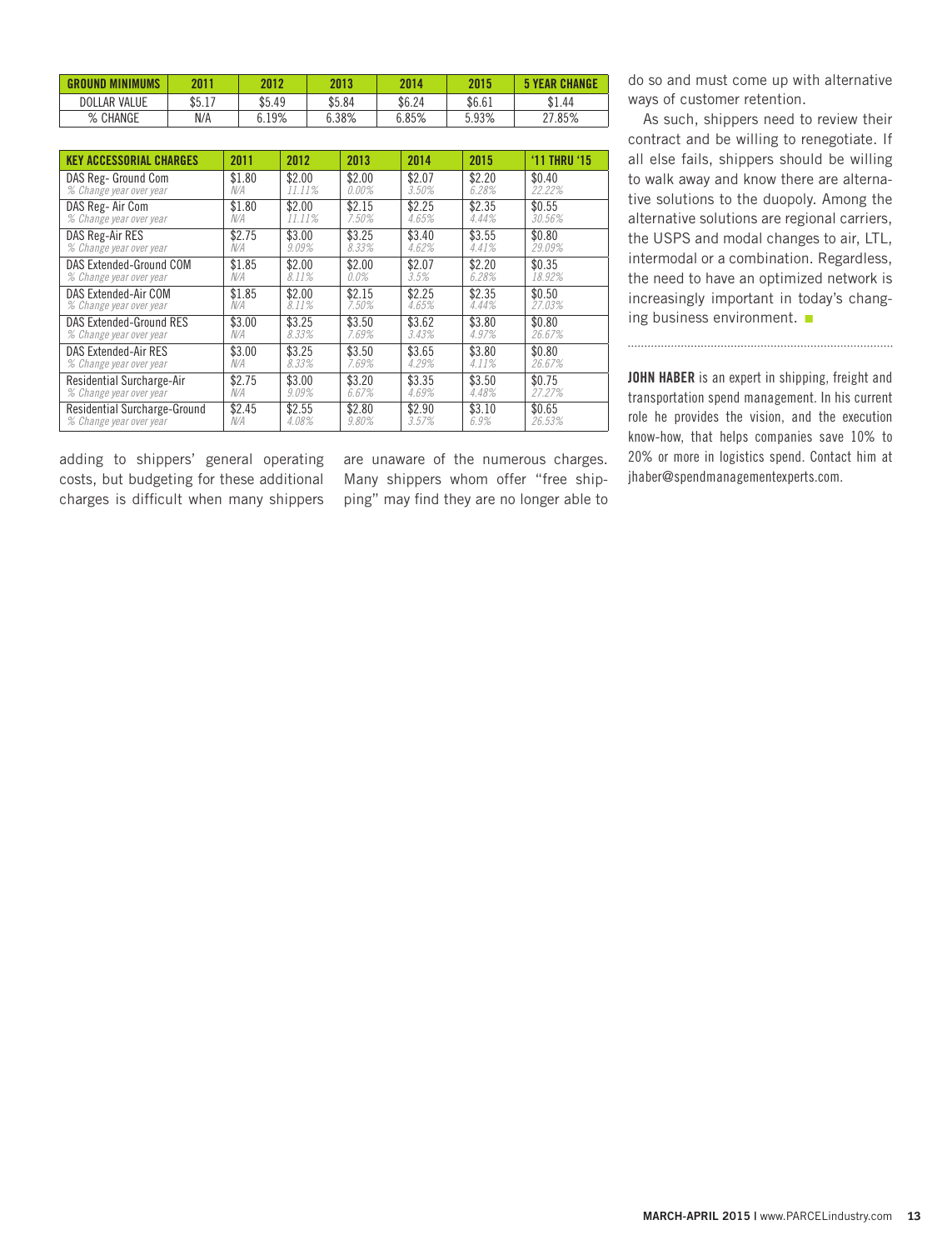| GROUND MINIMUMS | 2011 | 2012 | 2013 | 2014 | 2015 | 5 YEAR CHANGE |
|---|---|---|---|---|---|---|
| DOLLAR VALUE | $5.17 | $5.49 | $5.84 | $6.24 | $6.61 | $1.44 |
| % CHANGE | N/A | 6.19% | 6.38% | 6.85% | 5.93% | 27.85% |

| KEY ACCESSORIAL CHARGES | 2011 | 2012 | 2013 | 2014 | 2015 | '11 THRU '15 |
|---|---|---|---|---|---|---|
| DAS Reg- Ground Com | $1.80 | $2.00 | $2.00 | $2.07 | $2.20 | $0.40 |
| *% Change year over year* | *N/A* | *11.11%* | *0.00%* | *3.50%* | *6.28%* | *22.22%* |
| DAS Reg- Air Com | $1.80 | $2.00 | $2.15 | $2.25 | $2.35 | $0.55 |
| *% Change year over year* | *N/A* | *11.11%* | *7.50%* | *4.65%* | *4.44%* | *30.56%* |
| DAS Reg-Air RES | $2.75 | $3.00 | $3.25 | $3.40 | $3.55 | $0.80 |
| *% Change year over year* | *N/A* | *9.09%* | *8.33%* | *4.62%* | *4.41%* | *29.09%* |
| DAS Extended-Ground COM | $1.85 | $2.00 | $2.00 | $2.07 | $2.20 | $0.35 |
| *% Change year over year* | *N/A* | *8.11%* | *0.0%* | *3.5%* | *6.28%* | *18.92%* |
| DAS Extended-Air COM | $1.85 | $2.00 | $2.15 | $2.25 | $2.35 | $0.50 |
| *% Change year over year* | *N/A* | *8.11%* | *7.50%* | *4.65%* | *4.44%* | *27.03%* |
| DAS Extended-Ground RES | $3.00 | $3.25 | $3.50 | $3.62 | $3.80 | $0.80 |
| *% Change year over year* | *N/A* | *8.33%* | *7.69%* | *3.43%* | *4.97%* | *26.67%* |
| DAS Extended-Air RES | $3.00 | $3.25 | $3.50 | $3.65 | $3.80 | $0.80 |
| *% Change year over year* | *N/A* | *8.33%* | *7.69%* | *4.29%* | *4.11%* | *26.67%* |
| Residential Surcharge-Air | $2.75 | $3.00 | $3.20 | $3.35 | $3.50 | $0.75 |
| *% Change year over year* | *N/A* | *9.09%* | *6.67%* | *4.69%* | *4.48%* | *27.27%* |
| Residential Surcharge-Ground | $2.45 | $2.55 | $2.80 | $2.90 | $3.10 | $0.65 |
| *% Change year over year* | *N/A* | *4.08%* | *9.80%* | *3.57%* | *6.9%* | *26.53%* |

adding to shippers' general operating costs, but budgeting for these additional charges is difficult when many shippers are unaware of the numerous charges. Many shippers whom offer "free shipping" may find they are no longer able to do so and must come up with alternative ways of customer retention.

As such, shippers need to review their contract and be willing to renegotiate. If all else fails, shippers should be willing to walk away and know there are alternative solutions to the duopoly. Among the alternative solutions are regional carriers, the USPS and modal changes to air, LTL, intermodal or a combination. Regardless, the need to have an optimized network is increasingly important in today's changing business environment. ■

**JOHN HABER** is an expert in shipping, freight and transportation spend management. In his current role he provides the vision, and the execution know-how, that helps companies save 10% to 20% or more in logistics spend. Contact him at jhaber@spendmanagementexperts.com.